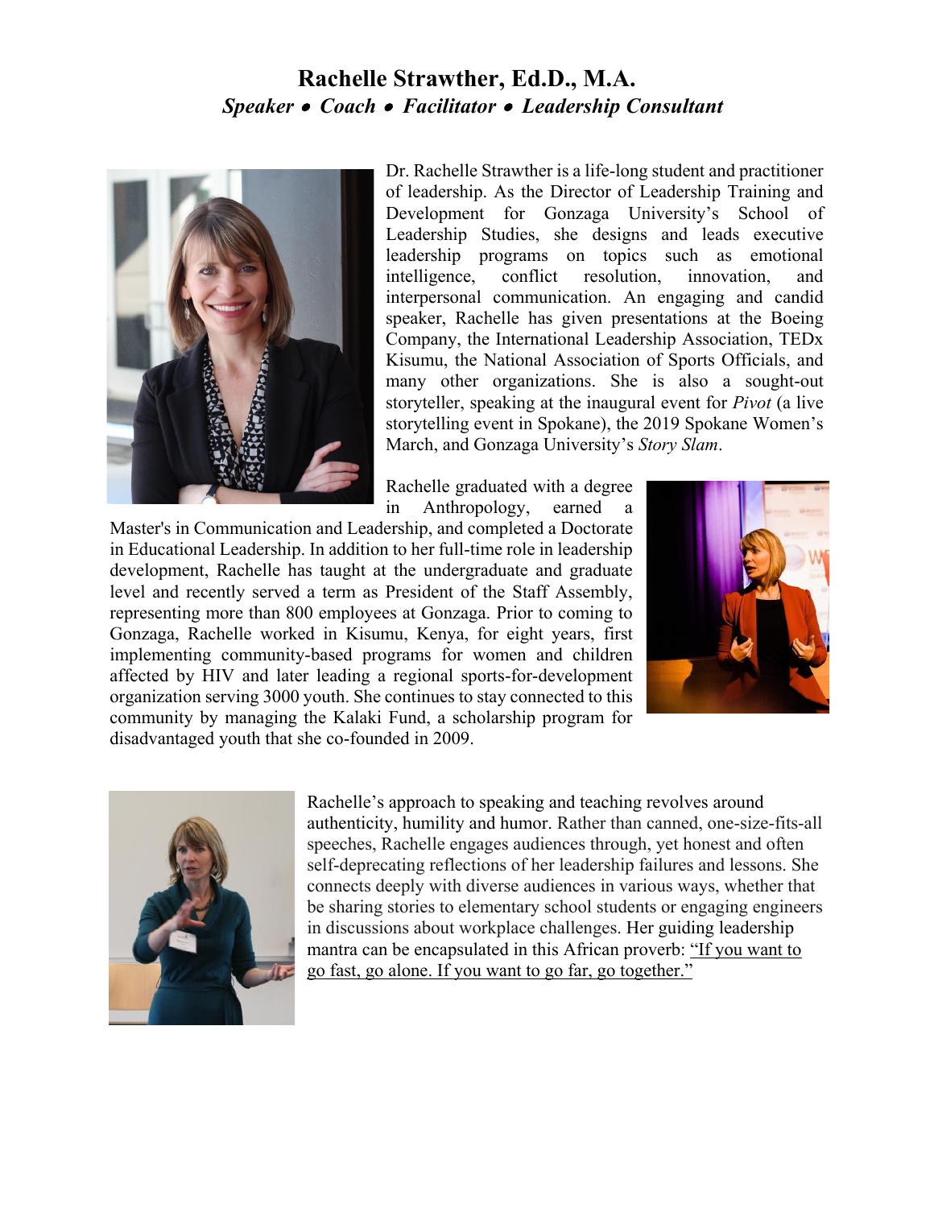# Rachelle Strawther, Ed.D., M.A.

***Speaker • Coach • Facilitator • Leadership Consultant***

Dr. Rachelle Strawther is a life-long student and practitioner of leadership. As the Director of Leadership Training and Development for Gonzaga University's School of Leadership Studies, she designs and leads executive leadership programs on topics such as emotional intelligence, conflict resolution, innovation, and interpersonal communication. An engaging and candid speaker, Rachelle has given presentations at the Boeing Company, the International Leadership Association, TEDx Kisumu, the National Association of Sports Officials, and many other organizations. She is also a sought-out storyteller, speaking at the inaugural event for *Pivot* (a live storytelling event in Spokane), the 2019 Spokane Women's March, and Gonzaga University's *Story Slam*.

Rachelle graduated with a degree in Anthropology, earned a Master's in Communication and Leadership, and completed a Doctorate in Educational Leadership. In addition to her full-time role in leadership development, Rachelle has taught at the undergraduate and graduate level and recently served a term as President of the Staff Assembly, representing more than 800 employees at Gonzaga. Prior to coming to Gonzaga, Rachelle worked in Kisumu, Kenya, for eight years, first implementing community-based programs for women and children affected by HIV and later leading a regional sports-for-development organization serving 3000 youth. She continues to stay connected to this community by managing the Kalaki Fund, a scholarship program for disadvantaged youth that she co-founded in 2009.

Rachelle's approach to speaking and teaching revolves around authenticity, humility and humor. Rather than canned, one-size-fits-all speeches, Rachelle engages audiences through, yet honest and often self-deprecating reflections of her leadership failures and lessons. She connects deeply with diverse audiences in various ways, whether that be sharing stories to elementary school students or engaging engineers in discussions about workplace challenges. Her guiding leadership mantra can be encapsulated in this African proverb: "If you want to go fast, go alone. If you want to go far, go together."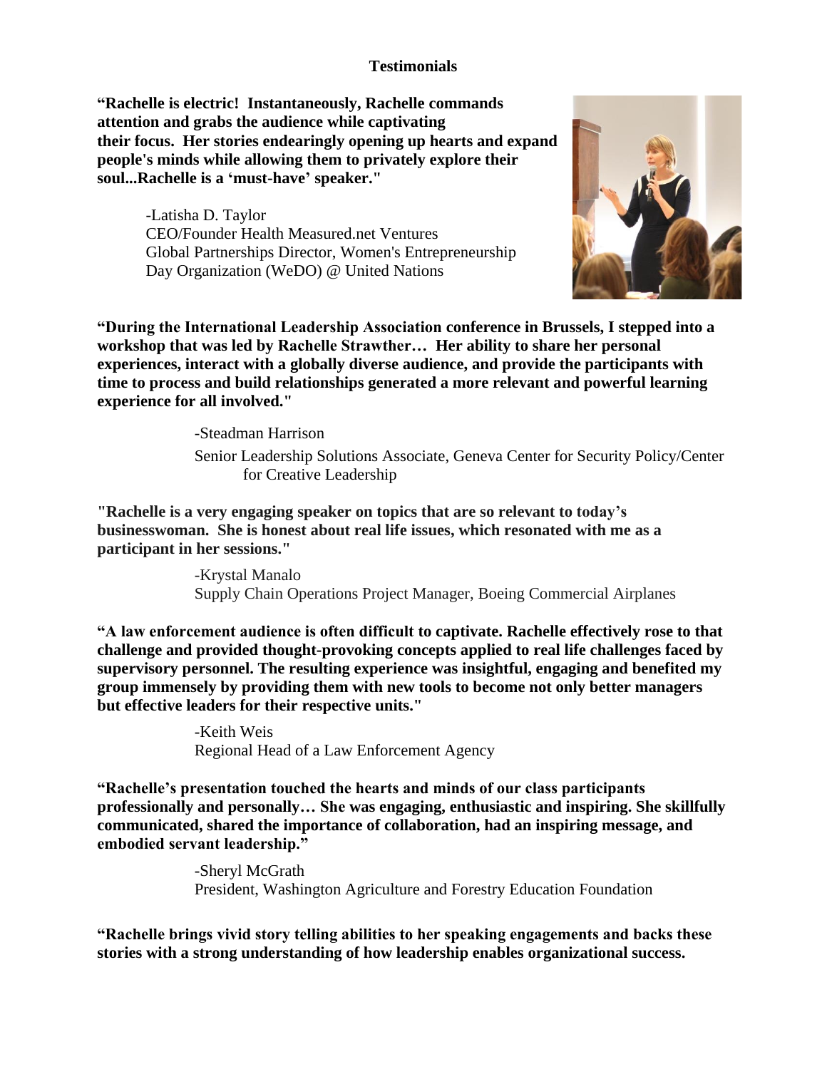**Testimonials**

**"Rachelle is electric! Instantaneously, Rachelle commands attention and grabs the audience while captivating their focus. Her stories endearingly opening up hearts and expand people's minds while allowing them to privately explore their soul...Rachelle is a 'must-have' speaker."**

-Latisha D. Taylor
CEO/Founder Health Measured.net Ventures
Global Partnerships Director, Women's Entrepreneurship Day Organization (WeDO) @ United Nations

**"During the International Leadership Association conference in Brussels, I stepped into a workshop that was led by Rachelle Strawther… Her ability to share her personal experiences, interact with a globally diverse audience, and provide the participants with time to process and build relationships generated a more relevant and powerful learning experience for all involved."**

-Steadman Harrison
Senior Leadership Solutions Associate, Geneva Center for Security Policy/Center for Creative Leadership

**"Rachelle is a very engaging speaker on topics that are so relevant to today's businesswoman. She is honest about real life issues, which resonated with me as a participant in her sessions."**

-Krystal Manalo
Supply Chain Operations Project Manager, Boeing Commercial Airplanes

**"A law enforcement audience is often difficult to captivate. Rachelle effectively rose to that challenge and provided thought-provoking concepts applied to real life challenges faced by supervisory personnel. The resulting experience was insightful, engaging and benefited my group immensely by providing them with new tools to become not only better managers but effective leaders for their respective units."**

-Keith Weis
Regional Head of a Law Enforcement Agency

**"Rachelle's presentation touched the hearts and minds of our class participants professionally and personally… She was engaging, enthusiastic and inspiring. She skillfully communicated, shared the importance of collaboration, had an inspiring message, and embodied servant leadership."**

-Sheryl McGrath
President, Washington Agriculture and Forestry Education Foundation

**"Rachelle brings vivid story telling abilities to her speaking engagements and backs these stories with a strong understanding of how leadership enables organizational success.**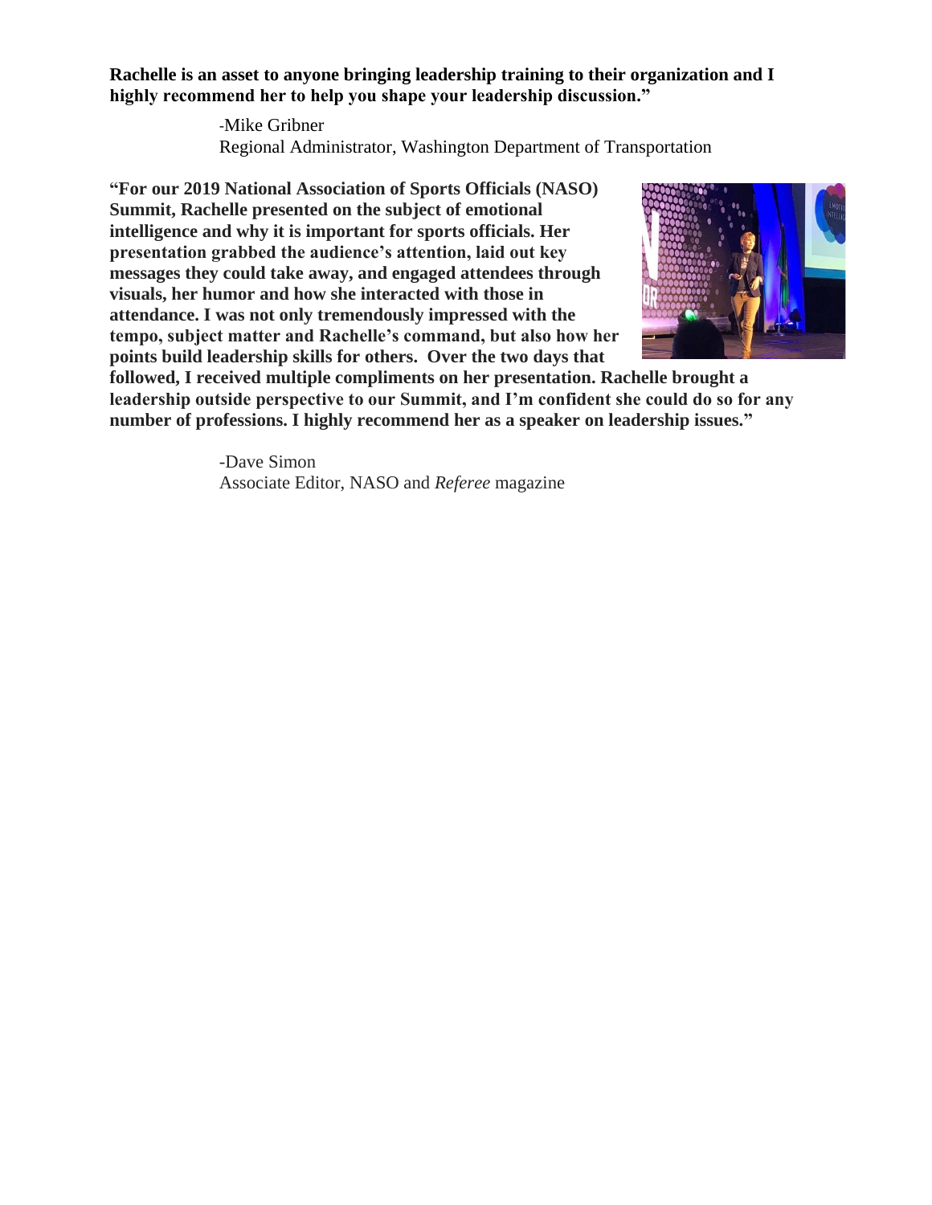**Rachelle is an asset to anyone bringing leadership training to their organization and I highly recommend her to help you shape your leadership discussion."**

-Mike Gribner
Regional Administrator, Washington Department of Transportation

**"For our 2019 National Association of Sports Officials (NASO) Summit, Rachelle presented on the subject of emotional intelligence and why it is important for sports officials. Her presentation grabbed the audience's attention, laid out key messages they could take away, and engaged attendees through visuals, her humor and how she interacted with those in attendance. I was not only tremendously impressed with the tempo, subject matter and Rachelle's command, but also how her points build leadership skills for others. Over the two days that followed, I received multiple compliments on her presentation. Rachelle brought a leadership outside perspective to our Summit, and I'm confident she could do so for any number of professions. I highly recommend her as a speaker on leadership issues."**

-Dave Simon
Associate Editor, NASO and *Referee* magazine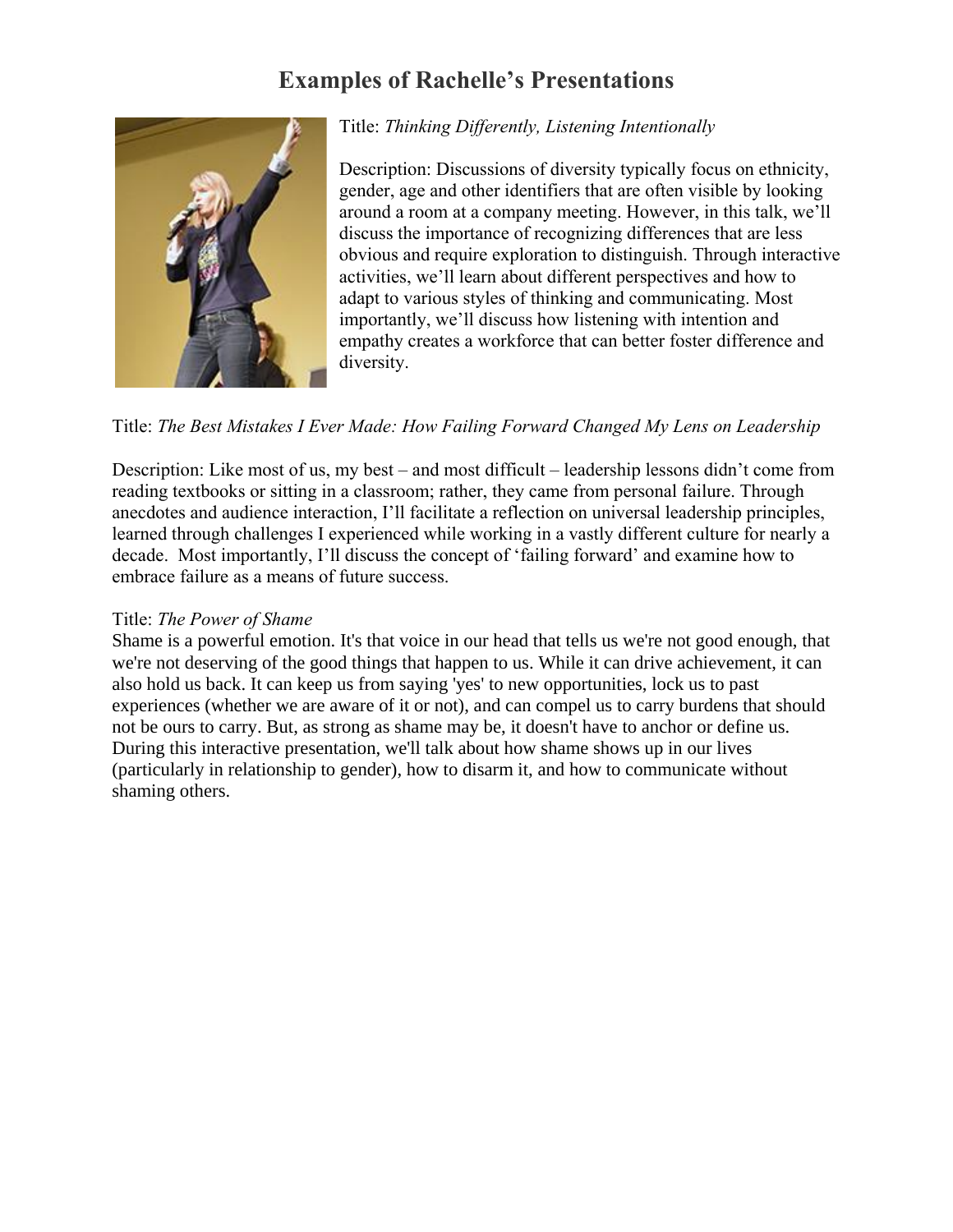# Examples of Rachelle's Presentations

Title: *Thinking Differently, Listening Intentionally*

Description: Discussions of diversity typically focus on ethnicity, gender, age and other identifiers that are often visible by looking around a room at a company meeting. However, in this talk, we'll discuss the importance of recognizing differences that are less obvious and require exploration to distinguish. Through interactive activities, we'll learn about different perspectives and how to adapt to various styles of thinking and communicating. Most importantly, we'll discuss how listening with intention and empathy creates a workforce that can better foster difference and diversity.

Title: *The Best Mistakes I Ever Made: How Failing Forward Changed My Lens on Leadership*

Description: Like most of us, my best – and most difficult – leadership lessons didn't come from reading textbooks or sitting in a classroom; rather, they came from personal failure. Through anecdotes and audience interaction, I'll facilitate a reflection on universal leadership principles, learned through challenges I experienced while working in a vastly different culture for nearly a decade. Most importantly, I'll discuss the concept of 'failing forward' and examine how to embrace failure as a means of future success.

Title: *The Power of Shame*

Shame is a powerful emotion. It's that voice in our head that tells us we're not good enough, that we're not deserving of the good things that happen to us. While it can drive achievement, it can also hold us back. It can keep us from saying 'yes' to new opportunities, lock us to past experiences (whether we are aware of it or not), and can compel us to carry burdens that should not be ours to carry. But, as strong as shame may be, it doesn't have to anchor or define us. During this interactive presentation, we'll talk about how shame shows up in our lives (particularly in relationship to gender), how to disarm it, and how to communicate without shaming others.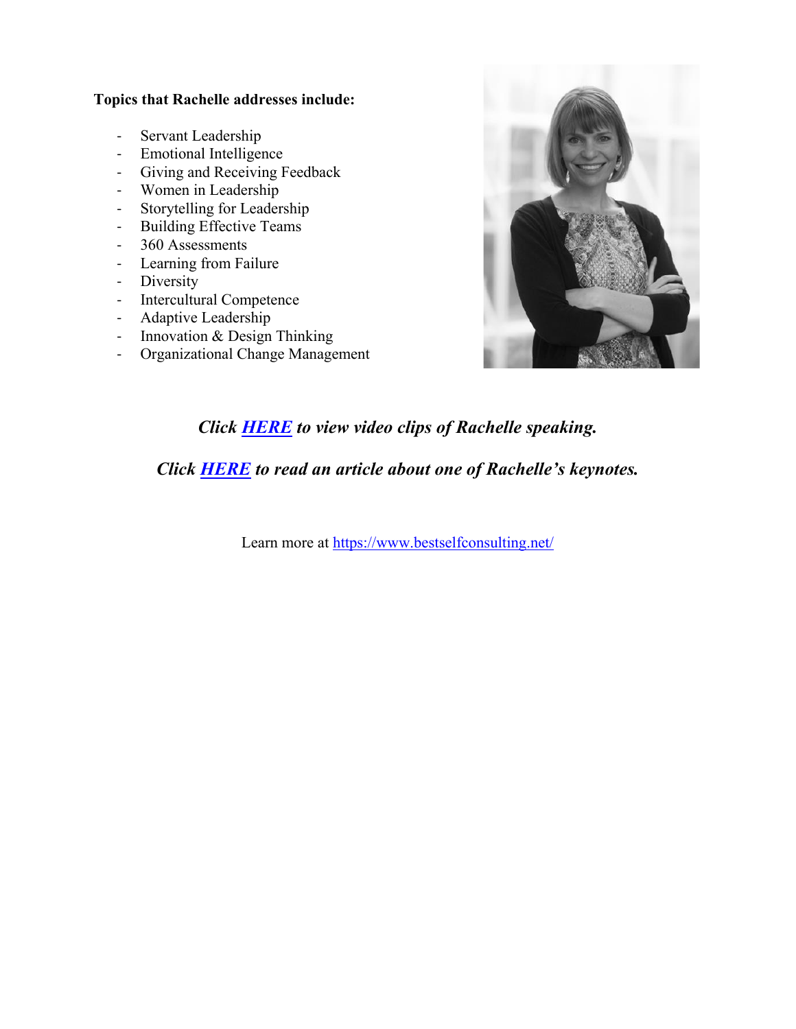**Topics that Rachelle addresses include:**

- Servant Leadership
- Emotional Intelligence
- Giving and Receiving Feedback
- Women in Leadership
- Storytelling for Leadership
- Building Effective Teams
- 360 Assessments
- Learning from Failure
- Diversity
- Intercultural Competence
- Adaptive Leadership
- Innovation & Design Thinking
- Organizational Change Management

***Click HERE to view video clips of Rachelle speaking.***

***Click HERE to read an article about one of Rachelle's keynotes.***

Learn more at https://www.bestselfconsulting.net/